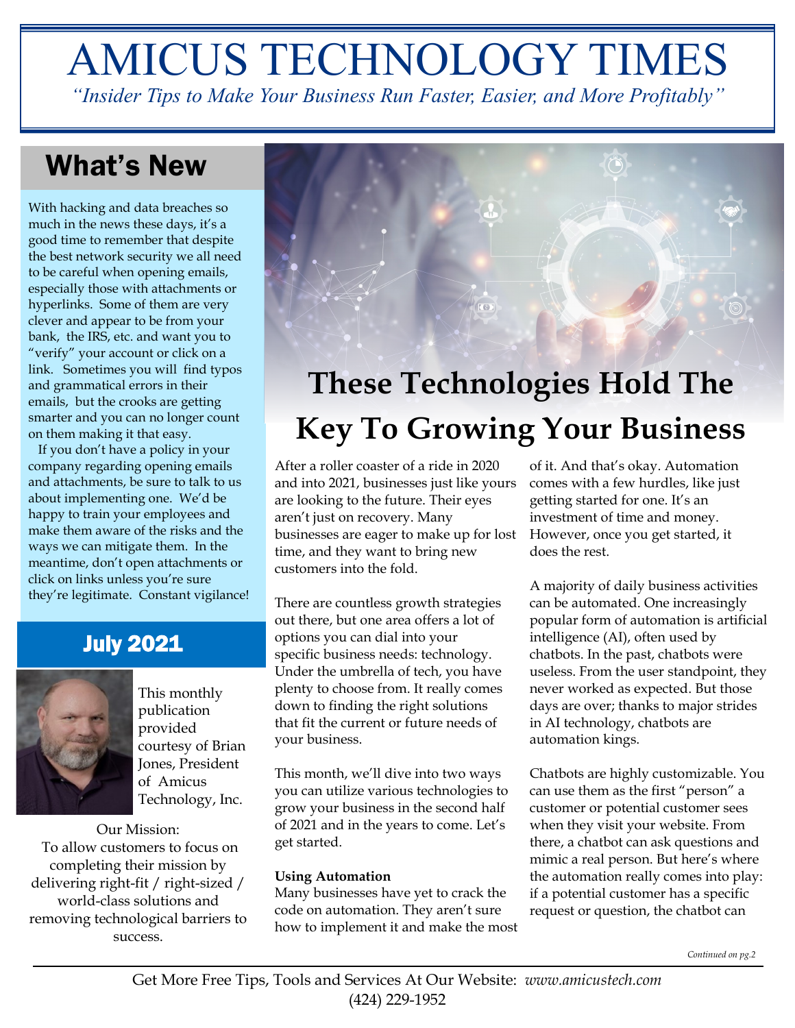# AMICUS TECHNOLOGY TIMES

*"Insider Tips to Make Your Business Run Faster, Easier, and More Profitably"*

## What's New

With hacking and data breaches so much in the news these days, it's a good time to remember that despite the best network security we all need to be careful when opening emails, especially those with attachments or hyperlinks. Some of them are very clever and appear to be from your bank, the IRS, etc. and want you to "verify" your account or click on a link. Sometimes you will find typos and grammatical errors in their emails, but the crooks are getting smarter and you can no longer count on them making it that easy.

If you don't have a policy in your company regarding opening emails and attachments, be sure to talk to us about implementing one. We'd be happy to train your employees and make them aware of the risks and the ways we can mitigate them. In the meantime, don't open attachments or click on links unless you're sure they're legitimate. Constant vigilance!

## July 2021

This monthly publication provided courtesy of Brian Jones, President of Amicus Technology, Inc.

Our Mission:
To allow customers to focus on completing their mission by delivering right-fit / right-sized / world-class solutions and removing technological barriers to success.

# These Technologies Hold The Key To Growing Your Business

After a roller coaster of a ride in 2020 and into 2021, businesses just like yours are looking to the future. Their eyes aren't just on recovery. Many businesses are eager to make up for lost time, and they want to bring new customers into the fold.

There are countless growth strategies out there, but one area offers a lot of options you can dial into your specific business needs: technology. Under the umbrella of tech, you have plenty to choose from. It really comes down to finding the right solutions that fit the current or future needs of your business.

This month, we'll dive into two ways you can utilize various technologies to grow your business in the second half of 2021 and in the years to come. Let's get started.

**Using Automation**

Many businesses have yet to crack the code on automation. They aren't sure how to implement it and make the most of it. And that's okay. Automation comes with a few hurdles, like just getting started for one. It's an investment of time and money. However, once you get started, it does the rest.

A majority of daily business activities can be automated. One increasingly popular form of automation is artificial intelligence (AI), often used by chatbots. In the past, chatbots were useless. From the user standpoint, they never worked as expected. But those days are over; thanks to major strides in AI technology, chatbots are automation kings.

Chatbots are highly customizable. You can use them as the first "person" a customer or potential customer sees when they visit your website. From there, a chatbot can ask questions and mimic a real person. But here's where the automation really comes into play: if a potential customer has a specific request or question, the chatbot can

*Continued on pg.2*

Get More Free Tips, Tools and Services At Our Website: *www.amicustech.com*
(424) 229-1952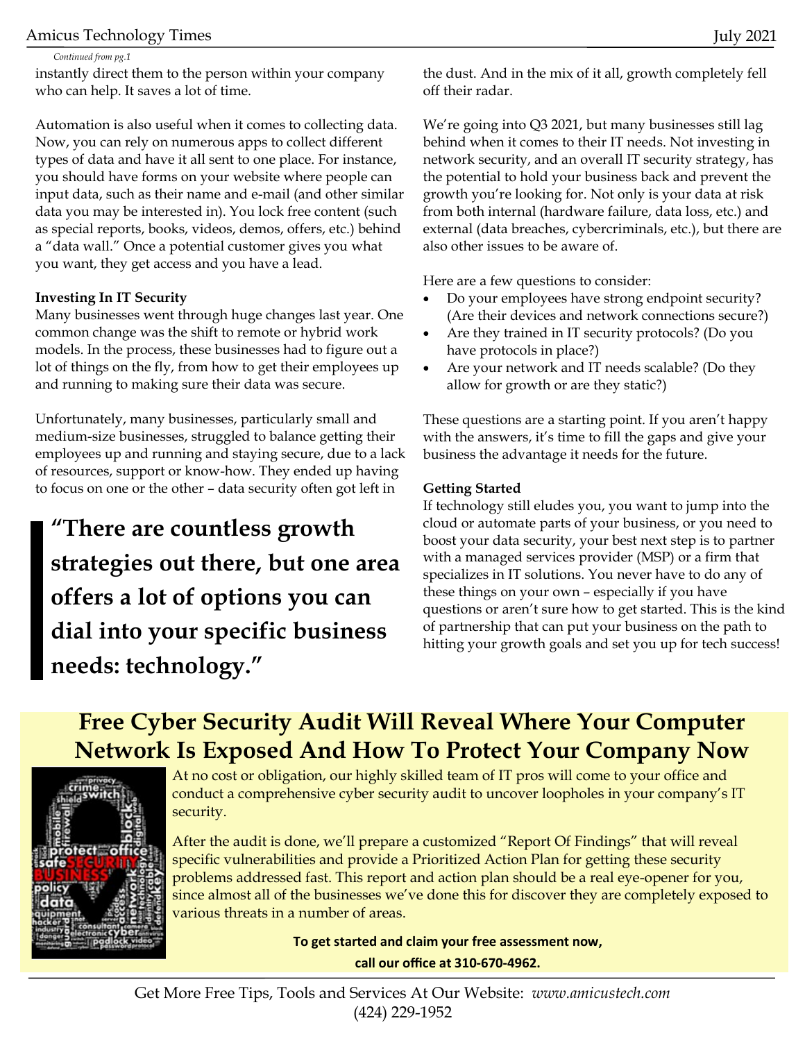*Continued from pg.1*

instantly direct them to the person within your company who can help. It saves a lot of time.

Automation is also useful when it comes to collecting data. Now, you can rely on numerous apps to collect different types of data and have it all sent to one place. For instance, you should have forms on your website where people can input data, such as their name and e-mail (and other similar data you may be interested in). You lock free content (such as special reports, books, videos, demos, offers, etc.) behind a "data wall." Once a potential customer gives you what you want, they get access and you have a lead.

**Investing In IT Security**

Many businesses went through huge changes last year. One common change was the shift to remote or hybrid work models. In the process, these businesses had to figure out a lot of things on the fly, from how to get their employees up and running to making sure their data was secure.

Unfortunately, many businesses, particularly small and medium-size businesses, struggled to balance getting their employees up and running and staying secure, due to a lack of resources, support or know-how. They ended up having to focus on one or the other – data security often got left in the dust. And in the mix of it all, growth completely fell off their radar.

> **"There are countless growth strategies out there, but one area offers a lot of options you can dial into your specific business needs: technology."**

We're going into Q3 2021, but many businesses still lag behind when it comes to their IT needs. Not investing in network security, and an overall IT security strategy, has the potential to hold your business back and prevent the growth you're looking for. Not only is your data at risk from both internal (hardware failure, data loss, etc.) and external (data breaches, cybercriminals, etc.), but there are also other issues to be aware of.

Here are a few questions to consider:

- Do your employees have strong endpoint security? (Are their devices and network connections secure?)
- Are they trained in IT security protocols? (Do you have protocols in place?)
- Are your network and IT needs scalable? (Do they allow for growth or are they static?)

These questions are a starting point. If you aren't happy with the answers, it's time to fill the gaps and give your business the advantage it needs for the future.

**Getting Started**

If technology still eludes you, you want to jump into the cloud or automate parts of your business, or you need to boost your data security, your best next step is to partner with a managed services provider (MSP) or a firm that specializes in IT solutions. You never have to do any of these things on your own – especially if you have questions or aren't sure how to get started. This is the kind of partnership that can put your business on the path to hitting your growth goals and set you up for tech success!

## Free Cyber Security Audit Will Reveal Where Your Computer Network Is Exposed And How To Protect Your Company Now

At no cost or obligation, our highly skilled team of IT pros will come to your office and conduct a comprehensive cyber security audit to uncover loopholes in your company's IT security.

After the audit is done, we'll prepare a customized "Report Of Findings" that will reveal specific vulnerabilities and provide a Prioritized Action Plan for getting these security problems addressed fast. This report and action plan should be a real eye-opener for you, since almost all of the businesses we've done this for discover they are completely exposed to various threats in a number of areas.

**To get started and claim your free assessment now, call our office at 310-670-4962.**

Get More Free Tips, Tools and Services At Our Website: *www.amicustech.com*
(424) 229-1952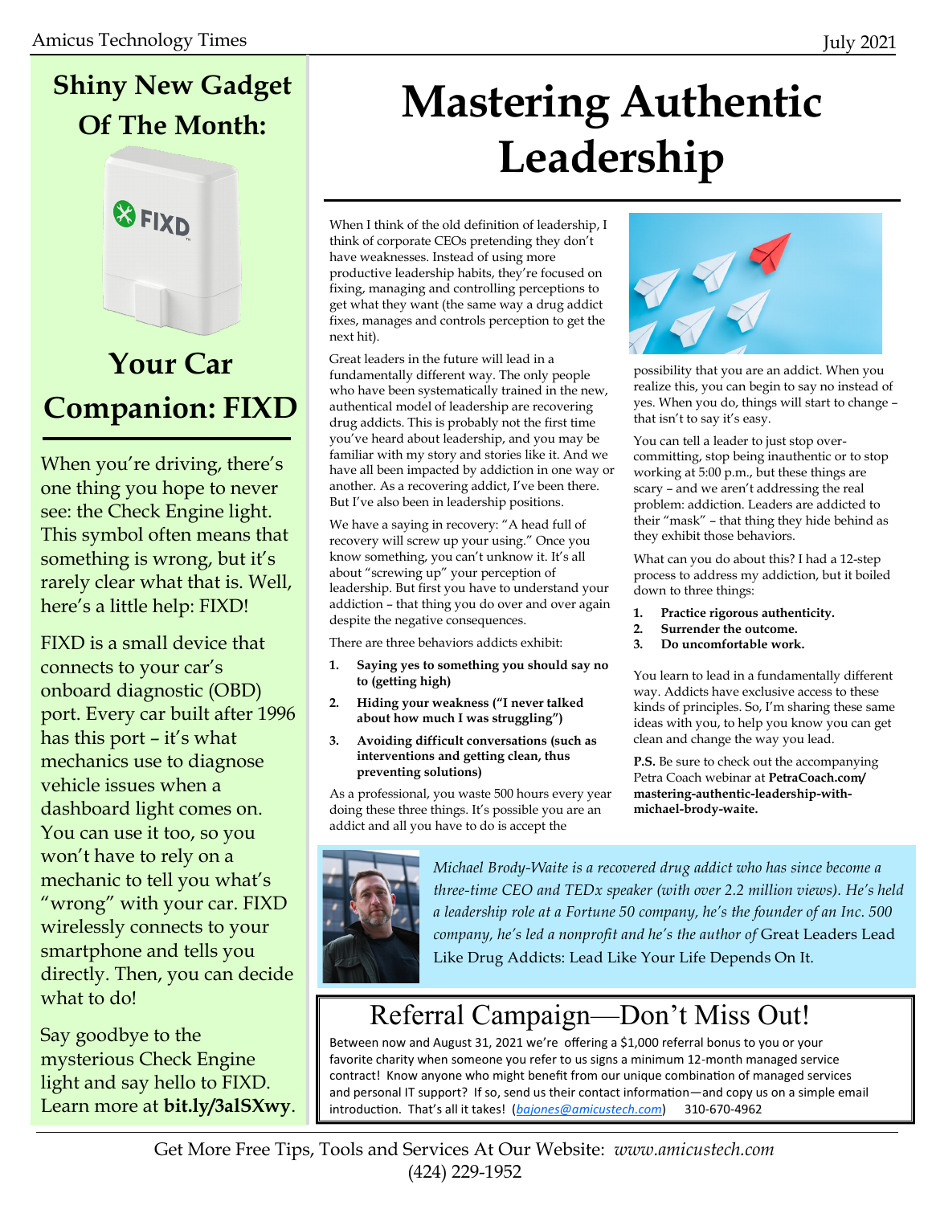## Shiny New Gadget Of The Month:

## Your Car Companion: FIXD

When you're driving, there's one thing you hope to never see: the Check Engine light. This symbol often means that something is wrong, but it's rarely clear what that is. Well, here's a little help: FIXD!

FIXD is a small device that connects to your car's onboard diagnostic (OBD) port. Every car built after 1996 has this port – it's what mechanics use to diagnose vehicle issues when a dashboard light comes on. You can use it too, so you won't have to rely on a mechanic to tell you what's "wrong" with your car. FIXD wirelessly connects to your smartphone and tells you directly. Then, you can decide what to do!

Say goodbye to the mysterious Check Engine light and say hello to FIXD. Learn more at **bit.ly/3alSXwy**.

# Mastering Authentic Leadership

When I think of the old definition of leadership, I think of corporate CEOs pretending they don't have weaknesses. Instead of using more productive leadership habits, they're focused on fixing, managing and controlling perceptions to get what they want (the same way a drug addict fixes, manages and controls perception to get the next hit).

Great leaders in the future will lead in a fundamentally different way. The only people who have been systematically trained in the new, authentical model of leadership are recovering drug addicts. This is probably not the first time you've heard about leadership, and you may be familiar with my story and stories like it. And we have all been impacted by addiction in one way or another. As a recovering addict, I've been there. But I've also been in leadership positions.

We have a saying in recovery: "A head full of recovery will screw up your using." Once you know something, you can't unknow it. It's all about "screwing up" your perception of leadership. But first you have to understand your addiction – that thing you do over and over again despite the negative consequences.

There are three behaviors addicts exhibit:

1. **Saying yes to something you should say no to (getting high)**
2. **Hiding your weakness ("I never talked about how much I was struggling")**
3. **Avoiding difficult conversations (such as interventions and getting clean, thus preventing solutions)**

As a professional, you waste 500 hours every year doing these three things. It's possible you are an addict and all you have to do is accept the possibility that you are an addict. When you realize this, you can begin to say no instead of yes. When you do, things will start to change – that isn't to say it's easy.

You can tell a leader to just stop over-committing, stop being inauthentic or to stop working at 5:00 p.m., but these things are scary – and we aren't addressing the real problem: addiction. Leaders are addicted to their "mask" – that thing they hide behind as they exhibit those behaviors.

What can you do about this? I had a 12-step process to address my addiction, but it boiled down to three things:

1. **Practice rigorous authenticity.**
2. **Surrender the outcome.**
3. **Do uncomfortable work.**

You learn to lead in a fundamentally different way. Addicts have exclusive access to these kinds of principles. So, I'm sharing these same ideas with you, to help you know you can get clean and change the way you lead.

**P.S.** Be sure to check out the accompanying Petra Coach webinar at **PetraCoach.com/mastering-authentic-leadership-with-michael-brody-waite.**

*Michael Brody-Waite is a recovered drug addict who has since become a three-time CEO and TEDx speaker (with over 2.2 million views). He's held a leadership role at a Fortune 50 company, he's the founder of an Inc. 500 company, he's led a nonprofit and he's the author of* Great Leaders Lead Like Drug Addicts: Lead Like Your Life Depends On It.

## Referral Campaign—Don't Miss Out!

Between now and August 31, 2021 we're offering a $1,000 referral bonus to you or your favorite charity when someone you refer to us signs a minimum 12-month managed service contract! Know anyone who might benefit from our unique combination of managed services and personal IT support? If so, send us their contact information—and copy us on a simple email introduction. That's all it takes! (*bajones@amicustech.com*) 310-670-4962

Get More Free Tips, Tools and Services At Our Website: *www.amicustech.com*
(424) 229-1952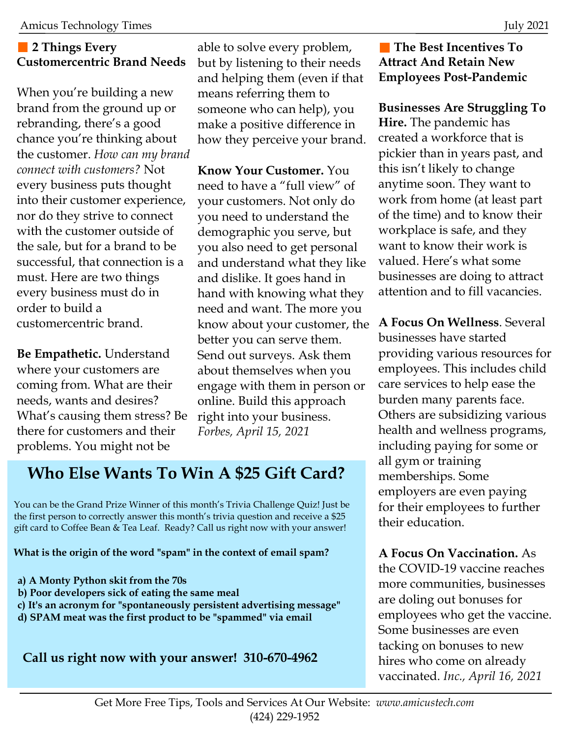## 2 Things Every Customercentric Brand Needs

When you're building a new brand from the ground up or rebranding, there's a good chance you're thinking about the customer. *How can my brand connect with customers?* Not every business puts thought into their customer experience, nor do they strive to connect with the customer outside of the sale, but for a brand to be successful, that connection is a must. Here are two things every business must do in order to build a customercentric brand.

**Be Empathetic.** Understand where your customers are coming from. What are their needs, wants and desires? What's causing them stress? Be there for customers and their problems. You might not be able to solve every problem, but by listening to their needs and helping them (even if that means referring them to someone who can help), you make a positive difference in how they perceive your brand.

**Know Your Customer.** You need to have a "full view" of your customers. Not only do you need to understand the demographic you serve, but you also need to get personal and understand what they like and dislike. It goes hand in hand with knowing what they need and want. The more you know about your customer, the better you can serve them. Send out surveys. Ask them about themselves when you engage with them in person or online. Build this approach right into your business. *Forbes, April 15, 2021*

## Who Else Wants To Win A $25 Gift Card?

You can be the Grand Prize Winner of this month's Trivia Challenge Quiz! Just be the first person to correctly answer this month's trivia question and receive a $25 gift card to Coffee Bean & Tea Leaf. Ready? Call us right now with your answer!

**What is the origin of the word "spam" in the context of email spam?**

**a) A Monty Python skit from the 70s**
**b) Poor developers sick of eating the same meal**
**c) It's an acronym for "spontaneously persistent advertising message"**
**d) SPAM meat was the first product to be "spammed" via email**

**Call us right now with your answer! 310-670-4962**

## The Best Incentives To Attract And Retain New Employees Post-Pandemic

**Businesses Are Struggling To Hire.** The pandemic has created a workforce that is pickier than in years past, and this isn't likely to change anytime soon. They want to work from home (at least part of the time) and to know their workplace is safe, and they want to know their work is valued. Here's what some businesses are doing to attract attention and to fill vacancies.

**A Focus On Wellness**. Several businesses have started providing various resources for employees. This includes child care services to help ease the burden many parents face. Others are subsidizing various health and wellness programs, including paying for some or all gym or training memberships. Some employers are even paying for their employees to further their education.

**A Focus On Vaccination.** As the COVID-19 vaccine reaches more communities, businesses are doling out bonuses for employees who get the vaccine. Some businesses are even tacking on bonuses to new hires who come on already vaccinated. *Inc., April 16, 2021*